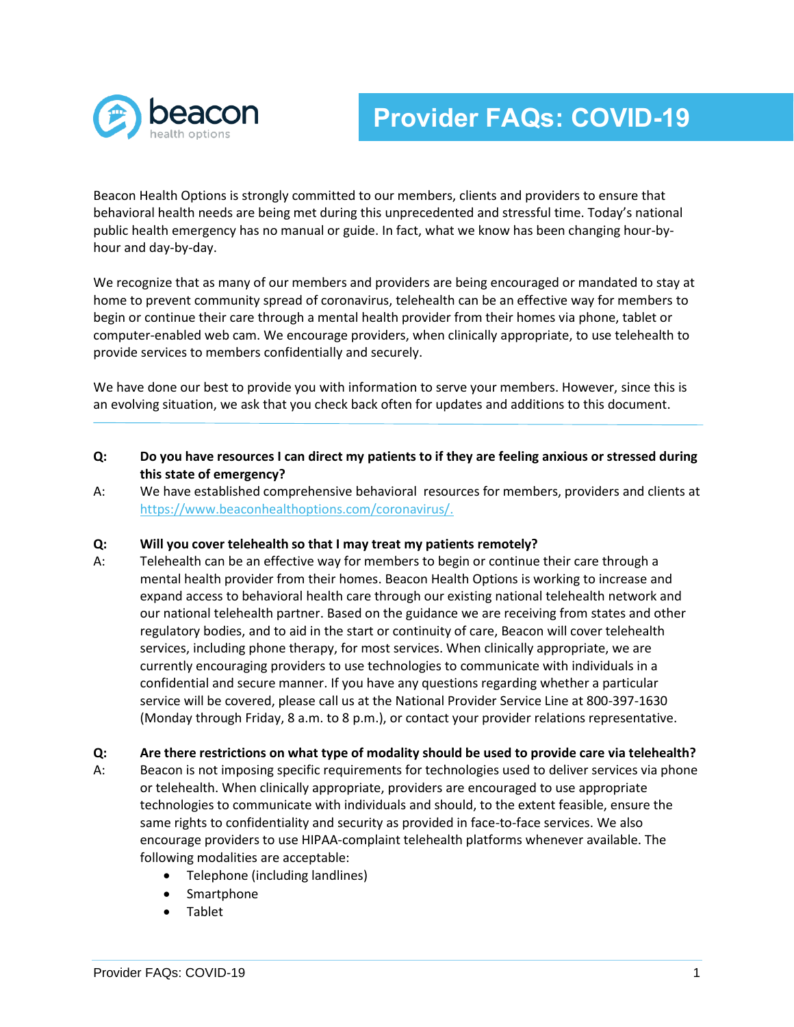beacon health options

# Provider FAQs: COVID-19

Beacon Health Options is strongly committed to our members, clients and providers to ensure that behavioral health needs are being met during this unprecedented and stressful time. Today's national public health emergency has no manual or guide. In fact, what we know has been changing hour-by-hour and day-by-day.

We recognize that as many of our members and providers are being encouraged or mandated to stay at home to prevent community spread of coronavirus, telehealth can be an effective way for members to begin or continue their care through a mental health provider from their homes via phone, tablet or computer-enabled web cam. We encourage providers, when clinically appropriate, to use telehealth to provide services to members confidentially and securely.

We have done our best to provide you with information to serve your members. However, since this is an evolving situation, we ask that you check back often for updates and additions to this document.

---

**Q: Do you have resources I can direct my patients to if they are feeling anxious or stressed during this state of emergency?**

A: We have established comprehensive behavioral resources for members, providers and clients at https://www.beaconhealthoptions.com/coronavirus/.

**Q: Will you cover telehealth so that I may treat my patients remotely?**

A: Telehealth can be an effective way for members to begin or continue their care through a mental health provider from their homes. Beacon Health Options is working to increase and expand access to behavioral health care through our existing national telehealth network and our national telehealth partner. Based on the guidance we are receiving from states and other regulatory bodies, and to aid in the start or continuity of care, Beacon will cover telehealth services, including phone therapy, for most services. When clinically appropriate, we are currently encouraging providers to use technologies to communicate with individuals in a confidential and secure manner. If you have any questions regarding whether a particular service will be covered, please call us at the National Provider Service Line at 800-397-1630 (Monday through Friday, 8 a.m. to 8 p.m.), or contact your provider relations representative.

**Q: Are there restrictions on what type of modality should be used to provide care via telehealth?**

A: Beacon is not imposing specific requirements for technologies used to deliver services via phone or telehealth. When clinically appropriate, providers are encouraged to use appropriate technologies to communicate with individuals and should, to the extent feasible, ensure the same rights to confidentiality and security as provided in face-to-face services. We also encourage providers to use HIPAA-complaint telehealth platforms whenever available. The following modalities are acceptable:

- Telephone (including landlines)
- Smartphone
- Tablet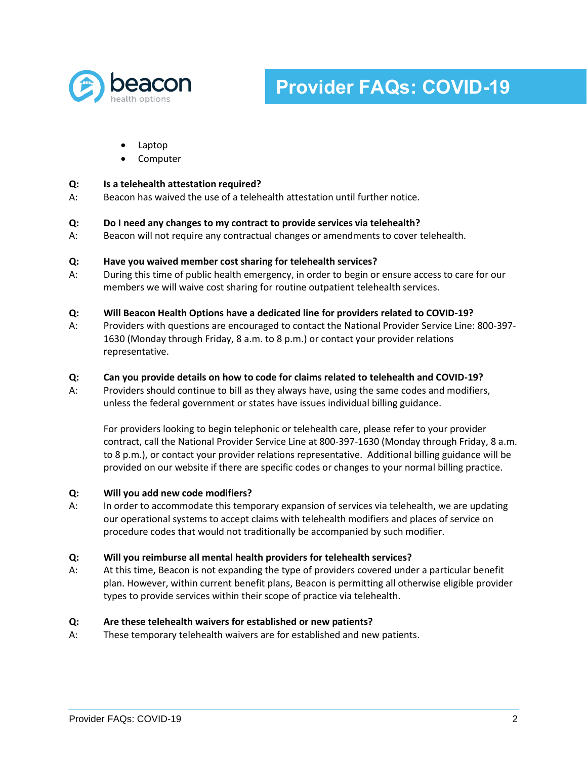- Laptop
- Computer

**Q: Is a telehealth attestation required?**

A: Beacon has waived the use of a telehealth attestation until further notice.

**Q: Do I need any changes to my contract to provide services via telehealth?**

A: Beacon will not require any contractual changes or amendments to cover telehealth.

**Q: Have you waived member cost sharing for telehealth services?**

A: During this time of public health emergency, in order to begin or ensure access to care for our members we will waive cost sharing for routine outpatient telehealth services.

**Q: Will Beacon Health Options have a dedicated line for providers related to COVID-19?**

A: Providers with questions are encouraged to contact the National Provider Service Line: 800-397-1630 (Monday through Friday, 8 a.m. to 8 p.m.) or contact your provider relations representative.

**Q: Can you provide details on how to code for claims related to telehealth and COVID-19?**

A: Providers should continue to bill as they always have, using the same codes and modifiers, unless the federal government or states have issues individual billing guidance.

For providers looking to begin telephonic or telehealth care, please refer to your provider contract, call the National Provider Service Line at 800-397-1630 (Monday through Friday, 8 a.m. to 8 p.m.), or contact your provider relations representative. Additional billing guidance will be provided on our website if there are specific codes or changes to your normal billing practice.

**Q: Will you add new code modifiers?**

A: In order to accommodate this temporary expansion of services via telehealth, we are updating our operational systems to accept claims with telehealth modifiers and places of service on procedure codes that would not traditionally be accompanied by such modifier.

**Q: Will you reimburse all mental health providers for telehealth services?**

A: At this time, Beacon is not expanding the type of providers covered under a particular benefit plan. However, within current benefit plans, Beacon is permitting all otherwise eligible provider types to provide services within their scope of practice via telehealth.

**Q: Are these telehealth waivers for established or new patients?**

A: These temporary telehealth waivers are for established and new patients.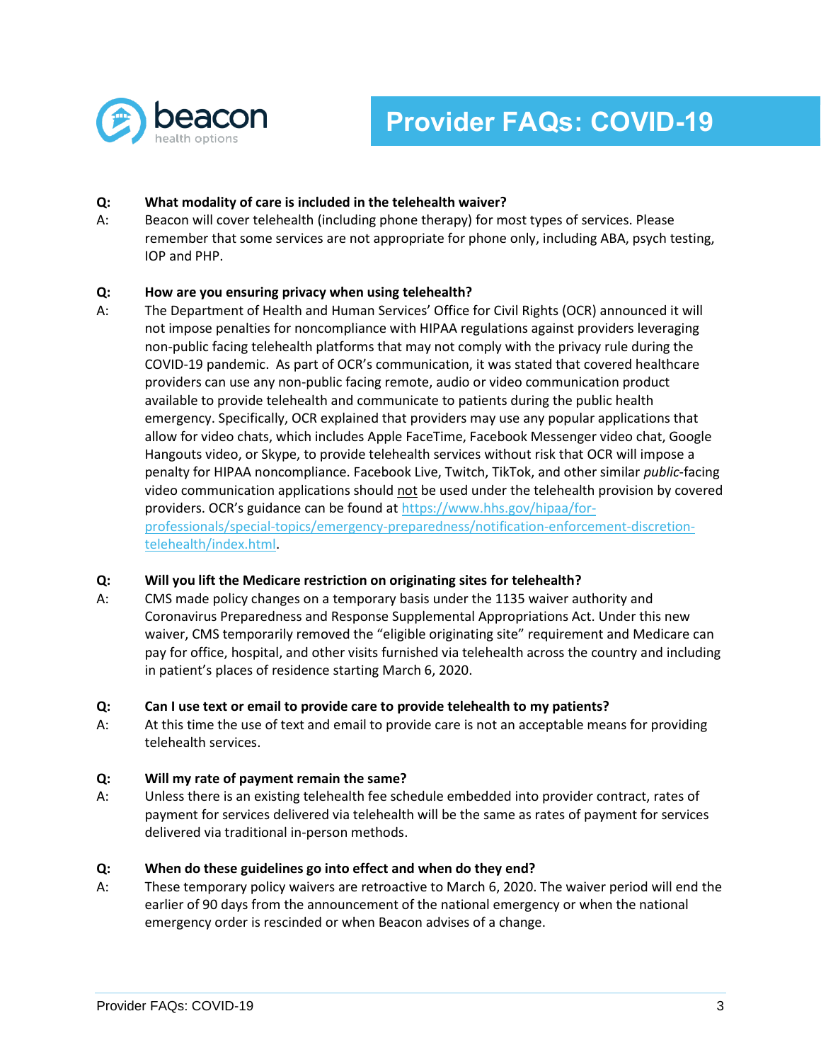**Q: What modality of care is included in the telehealth waiver?**

A: Beacon will cover telehealth (including phone therapy) for most types of services. Please remember that some services are not appropriate for phone only, including ABA, psych testing, IOP and PHP.

**Q: How are you ensuring privacy when using telehealth?**

A: The Department of Health and Human Services' Office for Civil Rights (OCR) announced it will not impose penalties for noncompliance with HIPAA regulations against providers leveraging non-public facing telehealth platforms that may not comply with the privacy rule during the COVID-19 pandemic. As part of OCR's communication, it was stated that covered healthcare providers can use any non-public facing remote, audio or video communication product available to provide telehealth and communicate to patients during the public health emergency. Specifically, OCR explained that providers may use any popular applications that allow for video chats, which includes Apple FaceTime, Facebook Messenger video chat, Google Hangouts video, or Skype, to provide telehealth services without risk that OCR will impose a penalty for HIPAA noncompliance. Facebook Live, Twitch, TikTok, and other similar *public*-facing video communication applications should not be used under the telehealth provision by covered providers. OCR's guidance can be found at [https://www.hhs.gov/hipaa/for-professionals/special-topics/emergency-preparedness/notification-enforcement-discretion-telehealth/index.html](https://www.hhs.gov/hipaa/for-professionals/special-topics/emergency-preparedness/notification-enforcement-discretion-telehealth/index.html).

**Q: Will you lift the Medicare restriction on originating sites for telehealth?**

A: CMS made policy changes on a temporary basis under the 1135 waiver authority and Coronavirus Preparedness and Response Supplemental Appropriations Act. Under this new waiver, CMS temporarily removed the "eligible originating site" requirement and Medicare can pay for office, hospital, and other visits furnished via telehealth across the country and including in patient's places of residence starting March 6, 2020.

**Q: Can I use text or email to provide care to provide telehealth to my patients?**

A: At this time the use of text and email to provide care is not an acceptable means for providing telehealth services.

**Q: Will my rate of payment remain the same?**

A: Unless there is an existing telehealth fee schedule embedded into provider contract, rates of payment for services delivered via telehealth will be the same as rates of payment for services delivered via traditional in-person methods.

**Q: When do these guidelines go into effect and when do they end?**

A: These temporary policy waivers are retroactive to March 6, 2020. The waiver period will end the earlier of 90 days from the announcement of the national emergency or when the national emergency order is rescinded or when Beacon advises of a change.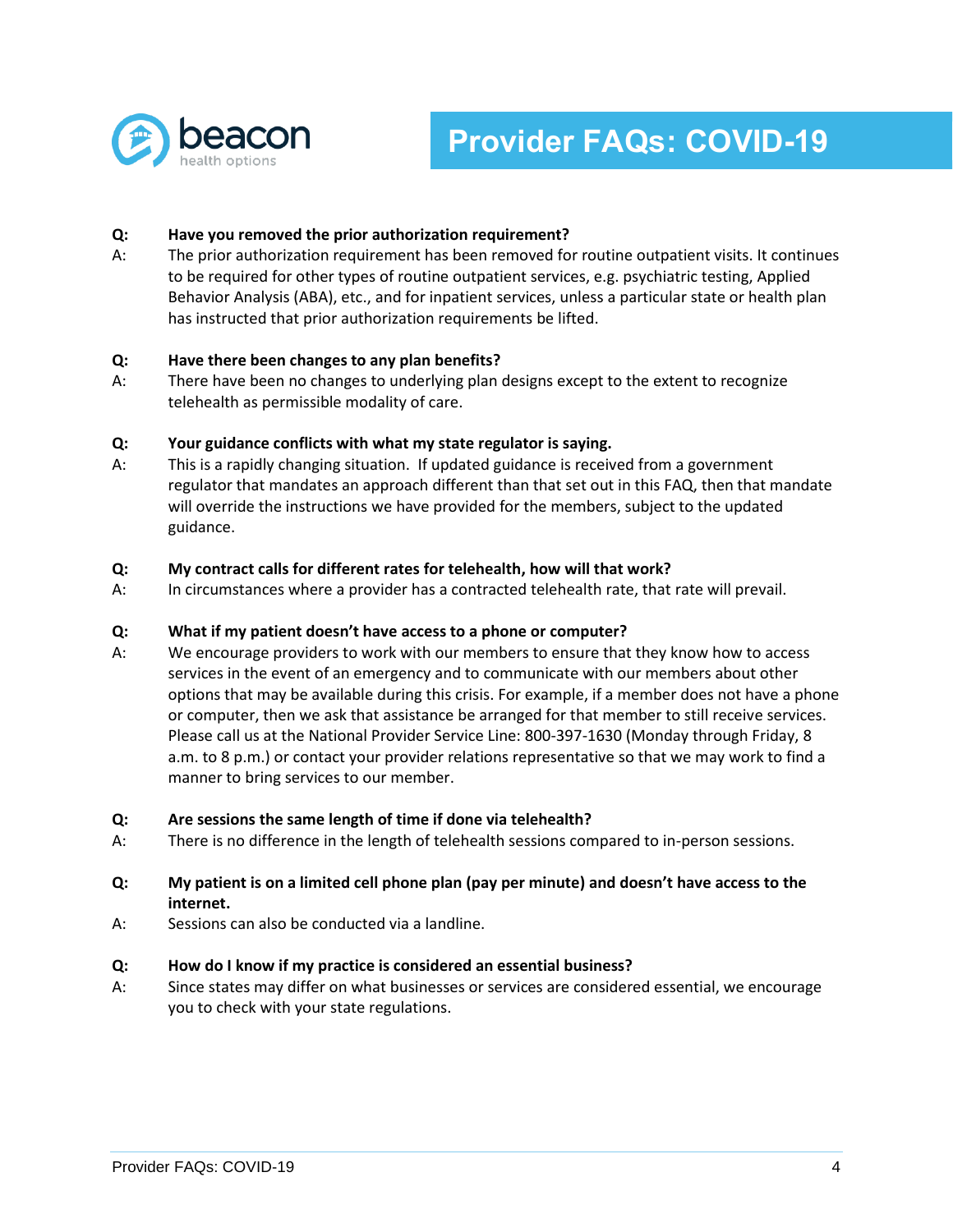**Q: Have you removed the prior authorization requirement?**

A: The prior authorization requirement has been removed for routine outpatient visits. It continues to be required for other types of routine outpatient services, e.g. psychiatric testing, Applied Behavior Analysis (ABA), etc., and for inpatient services, unless a particular state or health plan has instructed that prior authorization requirements be lifted.

**Q: Have there been changes to any plan benefits?**

A: There have been no changes to underlying plan designs except to the extent to recognize telehealth as permissible modality of care.

**Q: Your guidance conflicts with what my state regulator is saying.**

A: This is a rapidly changing situation. If updated guidance is received from a government regulator that mandates an approach different than that set out in this FAQ, then that mandate will override the instructions we have provided for the members, subject to the updated guidance.

**Q: My contract calls for different rates for telehealth, how will that work?**

A: In circumstances where a provider has a contracted telehealth rate, that rate will prevail.

**Q: What if my patient doesn't have access to a phone or computer?**

A: We encourage providers to work with our members to ensure that they know how to access services in the event of an emergency and to communicate with our members about other options that may be available during this crisis. For example, if a member does not have a phone or computer, then we ask that assistance be arranged for that member to still receive services. Please call us at the National Provider Service Line: 800-397-1630 (Monday through Friday, 8 a.m. to 8 p.m.) or contact your provider relations representative so that we may work to find a manner to bring services to our member.

**Q: Are sessions the same length of time if done via telehealth?**

A: There is no difference in the length of telehealth sessions compared to in-person sessions.

**Q: My patient is on a limited cell phone plan (pay per minute) and doesn't have access to the internet.**

A: Sessions can also be conducted via a landline.

**Q: How do I know if my practice is considered an essential business?**

A: Since states may differ on what businesses or services are considered essential, we encourage you to check with your state regulations.